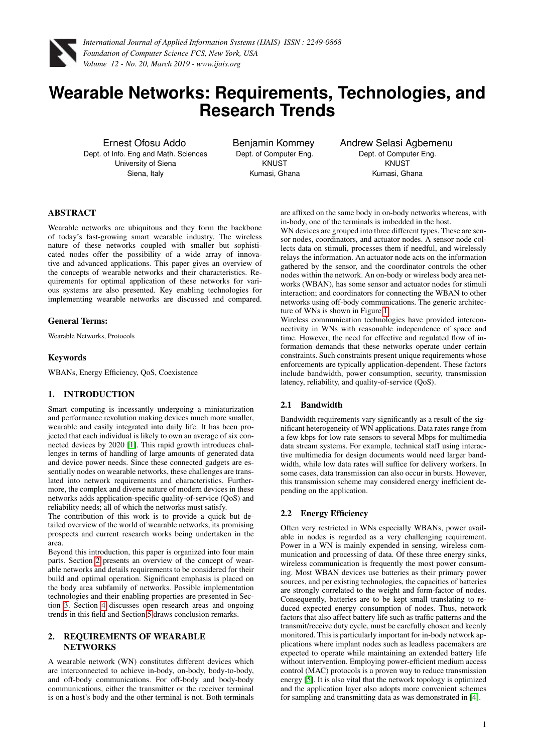# Wearable Networks: Requirements, Technologies, and Research Trends

Ernest Ofosu Addo
Dept. of Info. Eng and Math. Sciences
University of Siena
Siena, Italy

Benjamin Kommey
Dept. of Computer Eng.
KNUST
Kumasi, Ghana

Andrew Selasi Agbemenu
Dept. of Computer Eng.
KNUST
Kumasi, Ghana

## ABSTRACT

Wearable networks are ubiquitous and they form the backbone of today's fast-growing smart wearable industry. The wireless nature of these networks coupled with smaller but sophisticated nodes offer the possibility of a wide array of innovative and advanced applications. This paper gives an overview of the concepts of wearable networks and their characteristics. Requirements for optimal application of these networks for various systems are also presented. Key enabling technologies for implementing wearable networks are discussed and compared.

### General Terms:

Wearable Networks, Protocols

### Keywords

WBANs, Energy Efficiency, QoS, Coexistence

## 1. INTRODUCTION

Smart computing is incessantly undergoing a miniaturization and performance revolution making devices much more smaller, wearable and easily integrated into daily life. It has been projected that each individual is likely to own an average of six connected devices by 2020 [1]. This rapid growth introduces challenges in terms of handling of large amounts of generated data and device power needs. Since these connected gadgets are essentially nodes on wearable networks, these challenges are translated into network requirements and characteristics. Furthermore, the complex and diverse nature of modern devices in these networks adds application-specific quality-of-service (QoS) and reliability needs; all of which the networks must satisfy.

The contribution of this work is to provide a quick but detailed overview of the world of wearable networks, its promising prospects and current research works being undertaken in the area.

Beyond this introduction, this paper is organized into four main parts. Section 2 presents an overview of the concept of wearable networks and details requirements to be considered for their build and optimal operation. Significant emphasis is placed on the body area subfamily of networks. Possible implementation technologies and their enabling properties are presented in Section 3. Section 4 discusses open research areas and ongoing trends in this field and Section 5 draws conclusion remarks.

## 2. REQUIREMENTS OF WEARABLE NETWORKS

A wearable network (WN) constitutes different devices which are interconnected to achieve in-body, on-body, body-to-body, and off-body communications. For off-body and body-body communications, either the transmitter or the receiver terminal is on a host's body and the other terminal is not. Both terminals are affixed on the same body in on-body networks whereas, with in-body, one of the terminals is imbedded in the host.

WN devices are grouped into three different types. These are sensor nodes, coordinators, and actuator nodes. A sensor node collects data on stimuli, processes them if needful, and wirelessly relays the information. An actuator node acts on the information gathered by the sensor, and the coordinator controls the other nodes within the network. An on-body or wireless body area networks (WBAN), has some sensor and actuator nodes for stimuli interaction; and coordinators for connecting the WBAN to other networks using off-body communications. The generic architecture of WNs is shown in Figure 1.

Wireless communication technologies have provided interconnectivity in WNs with reasonable independence of space and time. However, the need for effective and regulated flow of information demands that these networks operate under certain constraints. Such constraints present unique requirements whose enforcements are typically application-dependent. These factors include bandwidth, power consumption, security, transmission latency, reliability, and quality-of-service (QoS).

### 2.1 Bandwidth

Bandwidth requirements vary significantly as a result of the significant heterogeneity of WN applications. Data rates range from a few kbps for low rate sensors to several Mbps for multimedia data stream systems. For example, technical staff using interactive multimedia for design documents would need larger bandwidth, while low data rates will suffice for delivery workers. In some cases, data transmission can also occur in bursts. However, this transmission scheme may considered energy inefficient depending on the application.

### 2.2 Energy Efficiency

Often very restricted in WNs especially WBANs, power available in nodes is regarded as a very challenging requirement. Power in a WN is mainly expended in sensing, wireless communication and processing of data. Of these three energy sinks, wireless communication is frequently the most power consuming. Most WBAN devices use batteries as their primary power sources, and per existing technologies, the capacities of batteries are strongly correlated to the weight and form-factor of nodes. Consequently, batteries are to be kept small translating to reduced expected energy consumption of nodes. Thus, network factors that also affect battery life such as traffic patterns and the transmit/receive duty cycle, must be carefully chosen and keenly monitored. This is particularly important for in-body network applications where implant nodes such as leadless pacemakers are expected to operate while maintaining an extended battery life without intervention. Employing power-efficient medium access control (MAC) protocols is a proven way to reduce transmission energy [5]. It is also vital that the network topology is optimized and the application layer also adopts more convenient schemes for sampling and transmitting data as was demonstrated in [4].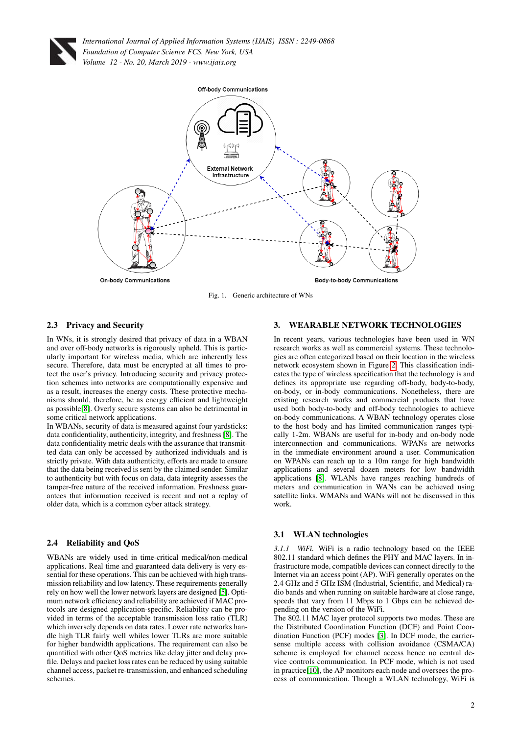Fig. 1. Generic architecture of WNs

### 2.3 Privacy and Security

In WNs, it is strongly desired that privacy of data in a WBAN and over off-body networks is rigorously upheld. This is particularly important for wireless media, which are inherently less secure. Therefore, data must be encrypted at all times to protect the user's privacy. Introducing security and privacy protection schemes into networks are computationally expensive and as a result, increases the energy costs. These protective mechanisms should, therefore, be as energy efficient and lightweight as possible[8]. Overly secure systems can also be detrimental in some critical network applications.

In WBANs, security of data is measured against four yardsticks: data confidentiality, authenticity, integrity, and freshness [8]. The data confidentiality metric deals with the assurance that transmitted data can only be accessed by authorized individuals and is strictly private. With data authenticity, efforts are made to ensure that the data being received is sent by the claimed sender. Similar to authenticity but with focus on data, data integrity assesses the tamper-free nature of the received information. Freshness guarantees that information received is recent and not a replay of older data, which is a common cyber attack strategy.

### 2.4 Reliability and QoS

WBANs are widely used in time-critical medical/non-medical applications. Real time and guaranteed data delivery is very essential for these operations. This can be achieved with high transmission reliability and low latency. These requirements generally rely on how well the lower network layers are designed [5]. Optimum network efficiency and reliability are achieved if MAC protocols are designed application-specific. Reliability can be provided in terms of the acceptable transmission loss ratio (TLR) which inversely depends on data rates. Lower rate networks handle high TLR fairly well whiles lower TLRs are more suitable for higher bandwidth applications. The requirement can also be quantified with other QoS metrics like delay jitter and delay profile. Delays and packet loss rates can be reduced by using suitable channel access, packet re-transmission, and enhanced scheduling schemes.

## 3. WEARABLE NETWORK TECHNOLOGIES

In recent years, various technologies have been used in WN research works as well as commercial systems. These technologies are often categorized based on their location in the wireless network ecosystem shown in Figure 2. This classification indicates the type of wireless specification that the technology is and defines its appropriate use regarding off-body, body-to-body, on-body, or in-body communications. Nonetheless, there are existing research works and commercial products that have used both body-to-body and off-body technologies to achieve on-body communications. A WBAN technology operates close to the host body and has limited communication ranges typically 1-2m. WBANs are useful for in-body and on-body node interconnection and communications. WPANs are networks in the immediate environment around a user. Communication on WPANs can reach up to a 10m range for high bandwidth applications and several dozen meters for low bandwidth applications [8]. WLANs have ranges reaching hundreds of meters and communication in WANs can be achieved using satellite links. WMANs and WANs will not be discussed in this work.

### 3.1 WLAN technologies

*3.1.1 WiFi.* WiFi is a radio technology based on the IEEE 802.11 standard which defines the PHY and MAC layers. In infrastructure mode, compatible devices can connect directly to the Internet via an access point (AP). WiFi generally operates on the 2.4 GHz and 5 GHz ISM (Industrial, Scientific, and Medical) radio bands and when running on suitable hardware at close range, speeds that vary from 11 Mbps to 1 Gbps can be achieved depending on the version of the WiFi.

The 802.11 MAC layer protocol supports two modes. These are the Distributed Coordination Function (DCF) and Point Coordination Function (PCF) modes [3]. In DCF mode, the carrier-sense multiple access with collision avoidance (CSMA/CA) scheme is employed for channel access hence no central device controls communication. In PCF mode, which is not used in practice[10], the AP monitors each node and oversees the process of communication. Though a WLAN technology, WiFi is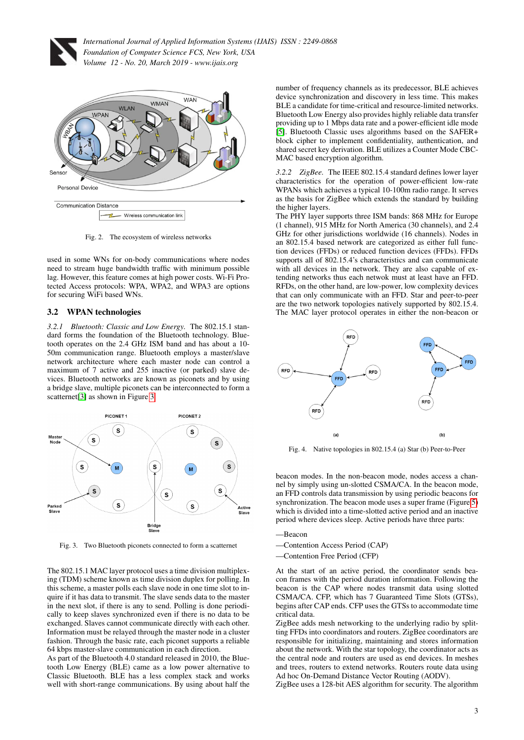Fig. 2. The ecosystem of wireless networks

used in some WNs for on-body communications where nodes need to stream huge bandwidth traffic with minimum possible lag. However, this feature comes at high power costs. Wi-Fi Protected Access protocols: WPA, WPA2, and WPA3 are options for securing WiFi based WNs.

## 3.2 WPAN technologies

*3.2.1 Bluetooth: Classic and Low Energy.* The 802.15.1 standard forms the foundation of the Bluetooth technology. Bluetooth operates on the 2.4 GHz ISM band and has about a 10-50m communication range. Bluetooth employs a master/slave network architecture where each master node can control a maximum of 7 active and 255 inactive (or parked) slave devices. Bluetooth networks are known as piconets and by using a bridge slave, multiple piconets can be interconnected to form a scatternet[3] as shown in Figure 3.

Fig. 3. Two Bluetooth piconets connected to form a scatternet

The 802.15.1 MAC layer protocol uses a time division multiplexing (TDM) scheme known as time division duplex for polling. In this scheme, a master polls each slave node in one time slot to inquire if it has data to transmit. The slave sends data to the master in the next slot, if there is any to send. Polling is done periodically to keep slaves synchronized even if there is no data to be exchanged. Slaves cannot communicate directly with each other. Information must be relayed through the master node in a cluster fashion. Through the basic rate, each piconet supports a reliable 64 kbps master-slave communication in each direction.
As part of the Bluetooth 4.0 standard released in 2010, the Bluetooth Low Energy (BLE) came as a low power alternative to Classic Bluetooth. BLE has a less complex stack and works well with short-range communications. By using about half the number of frequency channels as its predecessor, BLE achieves device synchronization and discovery in less time. This makes BLE a candidate for time-critical and resource-limited networks. Bluetooth Low Energy also provides highly reliable data transfer providing up to 1 Mbps data rate and a power-efficient idle mode [5]. Bluetooth Classic uses algorithms based on the SAFER+ block cipher to implement confidentiality, authentication, and shared secret key derivation. BLE utilizes a Counter Mode CBC-MAC based encryption algorithm.

*3.2.2 ZigBee.* The IEEE 802.15.4 standard defines lower layer characteristics for the operation of power-efficient low-rate WPANs which achieves a typical 10-100m radio range. It serves as the basis for ZigBee which extends the standard by building the higher layers.
The PHY layer supports three ISM bands: 868 MHz for Europe (1 channel), 915 MHz for North America (30 channels), and 2.4 GHz for other jurisdictions worldwide (16 channels). Nodes in an 802.15.4 based network are categorized as either full function devices (FFDs) or reduced function devices (FFDs). FFDs supports all of 802.15.4's characteristics and can communicate with all devices in the network. They are also capable of extending networks thus each netwok must at least have an FFD. RFDs, on the other hand, are low-power, low complexity devices that can only communicate with an FFD. Star and peer-to-peer are the two network topologies natively supported by 802.15.4. The MAC layer protocol operates in either the non-beacon or beacon modes. In the non-beacon mode, nodes access a channel by simply using un-slotted CSMA/CA. In the beacon mode, an FFD controls data transmission by using periodic beacons for synchronization. The beacon mode uses a super frame (Figure 5) which is divided into a time-slotted active period and an inactive period where devices sleep. Active periods have three parts:

—Beacon

—Contention Access Period (CAP)

—Contention Free Period (CFP)

Fig. 4. Native topologies in 802.15.4 (a) Star (b) Peer-to-Peer

At the start of an active period, the coordinator sends beacon frames with the period duration information. Following the beacon is the CAP where nodes transmit data using slotted CSMA/CA. CFP, which has 7 Guaranteed Time Slots (GTSs), begins after CAP ends. CFP uses the GTSs to accommodate time critical data.
ZigBee adds mesh networking to the underlying radio by splitting FFDs into coordinators and routers. ZigBee coordinators are responsible for initializing, maintaining and stores information about the network. With the star topology, the coordinator acts as the central node and routers are used as end devices. In meshes and trees, routers to extend networks. Routers route data using Ad hoc On-Demand Distance Vector Routing (AODV).
ZigBee uses a 128-bit AES algorithm for security. The algorithm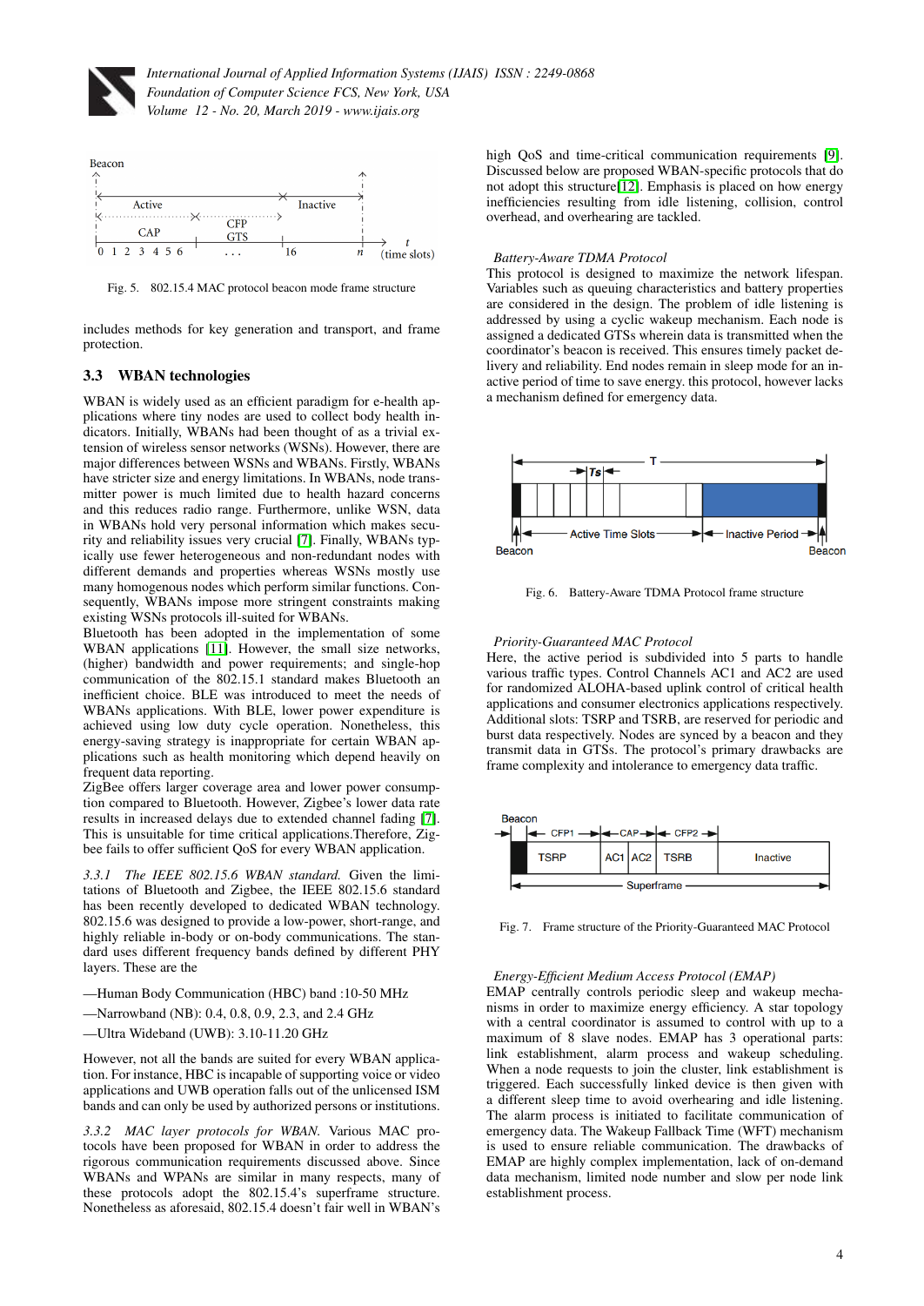Fig. 5. 802.15.4 MAC protocol beacon mode frame structure

includes methods for key generation and transport, and frame protection.

### 3.3 WBAN technologies

WBAN is widely used as an efficient paradigm for e-health applications where tiny nodes are used to collect body health indicators. Initially, WBANs had been thought of as a trivial extension of wireless sensor networks (WSNs). However, there are major differences between WSNs and WBANs. Firstly, WBANs have stricter size and energy limitations. In WBANs, node transmitter power is much limited due to health hazard concerns and this reduces radio range. Furthermore, unlike WSN, data in WBANs hold very personal information which makes security and reliability issues very crucial [7]. Finally, WBANs typically use fewer heterogeneous and non-redundant nodes with different demands and properties whereas WSNs mostly use many homogeneous nodes which perform similar functions. Consequently, WBANs impose more stringent constraints making existing WSNs protocols ill-suited for WBANs.
Bluetooth has been adopted in the implementation of some WBAN applications [11]. However, the small size networks, (higher) bandwidth and power requirements; and single-hop communication of the 802.15.1 standard makes Bluetooth an inefficient choice. BLE was introduced to meet the needs of WBANs applications. With BLE, lower power expenditure is achieved using low duty cycle operation. Nonetheless, this energy-saving strategy is inappropriate for certain WBAN applications such as health monitoring which depend heavily on frequent data reporting.
ZigBee offers larger coverage area and lower power consumption compared to Bluetooth. However, Zigbee's lower data rate results in increased delays due to extended channel fading [7]. This is unsuitable for time critical applications.Therefore, Zigbee fails to offer sufficient QoS for every WBAN application.

*3.3.1 The IEEE 802.15.6 WBAN standard.* Given the limitations of Bluetooth and Zigbee, the IEEE 802.15.6 standard has been recently developed to dedicated WBAN technology. 802.15.6 was designed to provide a low-power, short-range, and highly reliable in-body or on-body communications. The standard uses different frequency bands defined by different PHY layers. These are the

—Human Body Communication (HBC) band :10-50 MHz

—Narrowband (NB): 0.4, 0.8, 0.9, 2.3, and 2.4 GHz

—Ultra Wideband (UWB): 3.10-11.20 GHz

However, not all the bands are suited for every WBAN application. For instance, HBC is incapable of supporting voice or video applications and UWB operation falls out of the unlicensed ISM bands and can only be used by authorized persons or institutions.

*3.3.2 MAC layer protocols for WBAN.* Various MAC protocols have been proposed for WBAN in order to address the rigorous communication requirements discussed above. Since WBANs and WPANs are similar in many respects, many of these protocols adopt the 802.15.4's superframe structure. Nonetheless as aforesaid, 802.15.4 doesn't fair well in WBAN's high QoS and time-critical communication requirements [9]. Discussed below are proposed WBAN-specific protocols that do not adopt this structure[12]. Emphasis is placed on how energy inefficiencies resulting from idle listening, collision, control overhead, and overhearing are tackled.

*Battery-Aware TDMA Protocol*
This protocol is designed to maximize the network lifespan. Variables such as queuing characteristics and battery properties are considered in the design. The problem of idle listening is addressed by using a cyclic wakeup mechanism. Each node is assigned a dedicated GTSs wherein data is transmitted when the coordinator's beacon is received. This ensures timely packet delivery and reliability. End nodes remain in sleep mode for an inactive period of time to save energy. this protocol, however lacks a mechanism defined for emergency data.

Fig. 6. Battery-Aware TDMA Protocol frame structure

*Priority-Guaranteed MAC Protocol*
Here, the active period is subdivided into 5 parts to handle various traffic types. Control Channels AC1 and AC2 are used for randomized ALOHA-based uplink control of critical health applications and consumer electronics applications respectively. Additional slots: TSRP and TSRB, are reserved for periodic and burst data respectively. Nodes are synced by a beacon and they transmit data in GTSs. The protocol's primary drawbacks are frame complexity and intolerance to emergency data traffic.

Fig. 7. Frame structure of the Priority-Guaranteed MAC Protocol

*Energy-Efficient Medium Access Protocol (EMAP)*
EMAP centrally controls periodic sleep and wakeup mechanisms in order to maximize energy efficiency. A star topology with a central coordinator is assumed to control with up to a maximum of 8 slave nodes. EMAP has 3 operational parts: link establishment, alarm process and wakeup scheduling. When a node requests to join the cluster, link establishment is triggered. Each successfully linked device is then given with a different sleep time to avoid overhearing and idle listening. The alarm process is initiated to facilitate communication of emergency data. The Wakeup Fallback Time (WFT) mechanism is used to ensure reliable communication. The drawbacks of EMAP are highly complex implementation, lack of on-demand data mechanism, limited node number and slow per node link establishment process.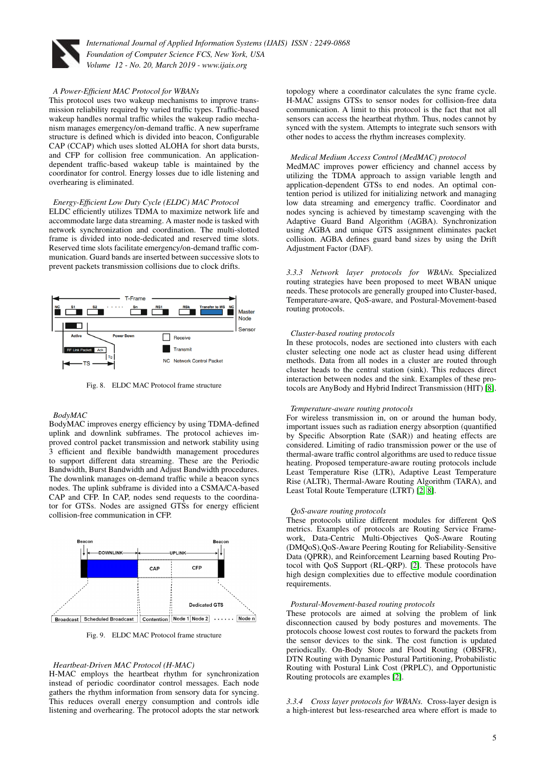*A Power-Efficient MAC Protocol for WBANs*

This protocol uses two wakeup mechanisms to improve transmission reliability required by varied traffic types. Traffic-based wakeup handles normal traffic whiles the wakeup radio mechanism manages emergency/on-demand traffic. A new superframe structure is defined which is divided into beacon, Configurable CAP (CCAP) which uses slotted ALOHA for short data bursts, and CFP for collision free communication. An application-dependent traffic-based wakeup table is maintained by the coordinator for control. Energy losses due to idle listening and overhearing is eliminated.

*Energy-Efficient Low Duty Cycle (ELDC) MAC Protocol*

ELDC efficiently utilizes TDMA to maximize network life and accommodate large data streaming. A master node is tasked with network synchronization and coordination. The multi-slotted frame is divided into node-dedicated and reserved time slots. Reserved time slots facilitate emergency/on-demand traffic communication. Guard bands are inserted between successive slots to prevent packets transmission collisions due to clock drifts.

Fig. 8. ELDC MAC Protocol frame structure

*BodyMAC*

BodyMAC improves energy efficiency by using TDMA-defined uplink and downlink subframes. The protocol achieves improved control packet transmission and network stability using 3 efficient and flexible bandwidth management procedures to support different data streaming. These are the Periodic Bandwidth, Burst Bandwidth and Adjust Bandwidth procedures. The downlink manages on-demand traffic while a beacon syncs nodes. The uplink subframe is divided into a CSMA/CA-based CAP and CFP. In CAP, nodes send requests to the coordinator for GTSs. Nodes are assigned GTSs for energy efficient collision-free communication in CFP.

Fig. 9. ELDC MAC Protocol frame structure

*Heartbeat-Driven MAC Protocol (H-MAC)*

H-MAC employs the heartbeat rhythm for synchronization instead of periodic coordinator control messages. Each node gathers the rhythm information from sensory data for syncing. This reduces overall energy consumption and controls idle listening and overhearing. The protocol adopts the star network topology where a coordinator calculates the sync frame cycle. H-MAC assigns GTSs to sensor nodes for collision-free data communication. A limit to this protocol is the fact that not all sensors can access the heartbeat rhythm. Thus, nodes cannot by synced with the system. Attempts to integrate such sensors with other nodes to access the rhythm increases complexity.

*Medical Medium Access Control (MedMAC) protocol*

MedMAC improves power efficiency and channel access by utilizing the TDMA approach to assign variable length and application-dependent GTSs to end nodes. An optimal contention period is utilized for initializing network and managing low data streaming and emergency traffic. Coordinator and nodes syncing is achieved by timestamp scavenging with the Adaptive Guard Band Algorithm (AGBA). Synchronization using AGBA and unique GTS assignment eliminates packet collision. AGBA defines guard band sizes by using the Drift Adjustment Factor (DAF).

*3.3.3 Network layer protocols for WBANs.* Specialized routing strategies have been proposed to meet WBAN unique needs. These protocols are generally grouped into Cluster-based, Temperature-aware, QoS-aware, and Postural-Movement-based routing protocols.

*Cluster-based routing protocols*

In these protocols, nodes are sectioned into clusters with each cluster selecting one node act as cluster head using different methods. Data from all nodes in a cluster are routed through cluster heads to the central station (sink). This reduces direct interaction between nodes and the sink. Examples of these protocols are AnyBody and Hybrid Indirect Transmission (HIT) [8].

*Temperature-aware routing protocols*

For wireless transmission in, on or around the human body, important issues such as radiation energy absorption (quantified by Specific Absorption Rate (SAR)) and heating effects are considered. Limiting of radio transmission power or the use of thermal-aware traffic control algorithms are used to reduce tissue heating. Proposed temperature-aware routing protocols include Least Temperature Rise (LTR), Adaptive Least Temperature Rise (ALTR), Thermal-Aware Routing Algorithm (TARA), and Least Total Route Temperature (LTRT) [2, 8].

*QoS-aware routing protocols*

These protocols utilize different modules for different QoS metrics. Examples of protocols are Routing Service Framework, Data-Centric Multi-Objectives QoS-Aware Routing (DMQoS),QoS-Aware Peering Routing for Reliability-Sensitive Data (QPRR), and Reinforcement Learning based Routing Protocol with QoS Support (RL-QRP). [2]. These protocols have high design complexities due to effective module coordination requirements.

*Postural-Movement-based routing protocols*

These protocols are aimed at solving the problem of link disconnection caused by body postures and movements. The protocols choose lowest cost routes to forward the packets from the sensor devices to the sink. The cost function is updated periodically. On-Body Store and Flood Routing (OBSFR), DTN Routing with Dynamic Postural Partitioning, Probabilistic Routing with Postural Link Cost (PRPLC), and Opportunistic Routing protocols are examples [2].

*3.3.4 Cross layer protocols for WBANs.* Cross-layer design is a high-interest but less-researched area where effort is made to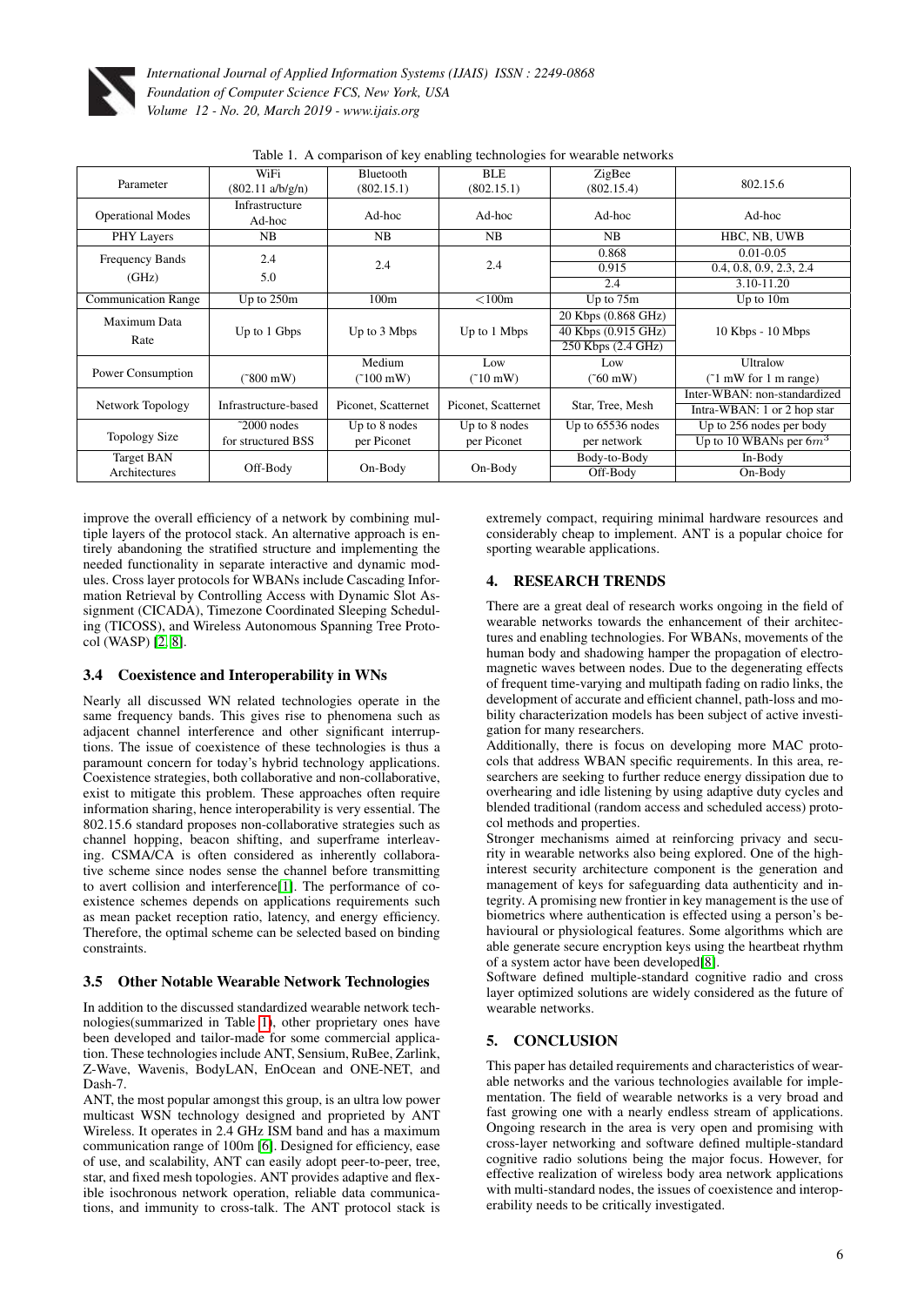Table 1. A comparison of key enabling technologies for wearable networks

| Parameter | WiFi (802.11 a/b/g/n) | Bluetooth (802.15.1) | BLE (802.15.1) | ZigBee (802.15.4) | 802.15.6 |
|---|---|---|---|---|---|
| Operational Modes | Infrastructure Ad-hoc | Ad-hoc | Ad-hoc | Ad-hoc | Ad-hoc |
| PHY Layers | NB | NB | NB | NB | HBC, NB, UWB |
| Frequency Bands (GHz) | 2.4 5.0 | 2.4 | 2.4 | 0.868 / 0.915 / 2.4 | 0.01-0.05 / 0.4, 0.8, 0.9, 2.3, 2.4 / 3.10-11.20 |
| Communication Range | Up to 250m | 100m | <100m | Up to 75m | Up to 10m |
| Maximum Data Rate | Up to 1 Gbps | Up to 3 Mbps | Up to 1 Mbps | 20 Kbps (0.868 GHz) / 40 Kbps (0.915 GHz) / 250 Kbps (2.4 GHz) | 10 Kbps - 10 Mbps |
| Power Consumption | (~800 mW) | Medium (~100 mW) | Low (~10 mW) | Low (~60 mW) | Ultralow (~1 mW for 1 m range) |
| Network Topology | Infrastructure-based | Piconet, Scatternet | Piconet, Scatternet | Star, Tree, Mesh | Inter-WBAN: non-standardized / Intra-WBAN: 1 or 2 hop star |
| Topology Size | ~2000 nodes for structured BSS | Up to 8 nodes per Piconet | Up to 8 nodes per Piconet | Up to 65536 nodes per network | Up to 256 nodes per body / Up to 10 WBANs per $6m^3$ |
| Target BAN Architectures | Off-Body | On-Body | On-Body | Body-to-Body / Off-Body | In-Body / On-Body |

improve the overall efficiency of a network by combining multiple layers of the protocol stack. An alternative approach is entirely abandoning the stratified structure and implementing the needed functionality in separate interactive and dynamic modules. Cross layer protocols for WBANs include Cascading Information Retrieval by Controlling Access with Dynamic Slot Assignment (CICADA), Timezone Coordinated Sleeping Scheduling (TICOSS), and Wireless Autonomous Spanning Tree Protocol (WASP) [2, 8].

### 3.4 Coexistence and Interoperability in WNs

Nearly all discussed WN related technologies operate in the same frequency bands. This gives rise to phenomena such as adjacent channel interference and other significant interruptions. The issue of coexistence of these technologies is thus a paramount concern for today's hybrid technology applications. Coexistence strategies, both collaborative and non-collaborative, exist to mitigate this problem. These approaches often require information sharing, hence interoperability is very essential. The 802.15.6 standard proposes non-collaborative strategies such as channel hopping, beacon shifting, and superframe interleaving. CSMA/CA is often considered as inherently collaborative scheme since nodes sense the channel before transmitting to avert collision and interference[1]. The performance of coexistence schemes depends on applications requirements such as mean packet reception ratio, latency, and energy efficiency. Therefore, the optimal scheme can be selected based on binding constraints.

### 3.5 Other Notable Wearable Network Technologies

In addition to the discussed standardized wearable network technologies(summarized in Table 1), other proprietary ones have been developed and tailor-made for some commercial application. These technologies include ANT, Sensium, RuBee, Zarlink, Z-Wave, Wavenis, BodyLAN, EnOcean and ONE-NET, and Dash-7.

ANT, the most popular amongst this group, is an ultra low power multicast WSN technology designed and proprieted by ANT Wireless. It operates in 2.4 GHz ISM band and has a maximum communication range of 100m [6]. Designed for efficiency, ease of use, and scalability, ANT can easily adopt peer-to-peer, tree, star, and fixed mesh topologies. ANT provides adaptive and flexible isochronous network operation, reliable data communications, and immunity to cross-talk. The ANT protocol stack is extremely compact, requiring minimal hardware resources and considerably cheap to implement. ANT is a popular choice for sporting wearable applications.

## 4. RESEARCH TRENDS

There are a great deal of research works ongoing in the field of wearable networks towards the enhancement of their architectures and enabling technologies. For WBANs, movements of the human body and shadowing hamper the propagation of electromagnetic waves between nodes. Due to the degenerating effects of frequent time-varying and multipath fading on radio links, the development of accurate and efficient channel, path-loss and mobility characterization models has been subject of active investigation for many researchers.

Additionally, there is focus on developing more MAC protocols that address WBAN specific requirements. In this area, researchers are seeking to further reduce energy dissipation due to overhearing and idle listening by using adaptive duty cycles and blended traditional (random access and scheduled access) protocol methods and properties.

Stronger mechanisms aimed at reinforcing privacy and security in wearable networks also being explored. One of the high-interest security architecture component is the generation and management of keys for safeguarding data authenticity and integrity. A promising new frontier in key management is the use of biometrics where authentication is effected using a person's behavioural or physiological features. Some algorithms which are able generate secure encryption keys using the heartbeat rhythm of a system actor have been developed[8].

Software defined multiple-standard cognitive radio and cross layer optimized solutions are widely considered as the future of wearable networks.

## 5. CONCLUSION

This paper has detailed requirements and characteristics of wearable networks and the various technologies available for implementation. The field of wearable networks is a very broad and fast growing one with a nearly endless stream of applications. Ongoing research in the area is very open and promising with cross-layer networking and software defined multiple-standard cognitive radio solutions being the major focus. However, for effective realization of wireless body area network applications with multi-standard nodes, the issues of coexistence and interoperability needs to be critically investigated.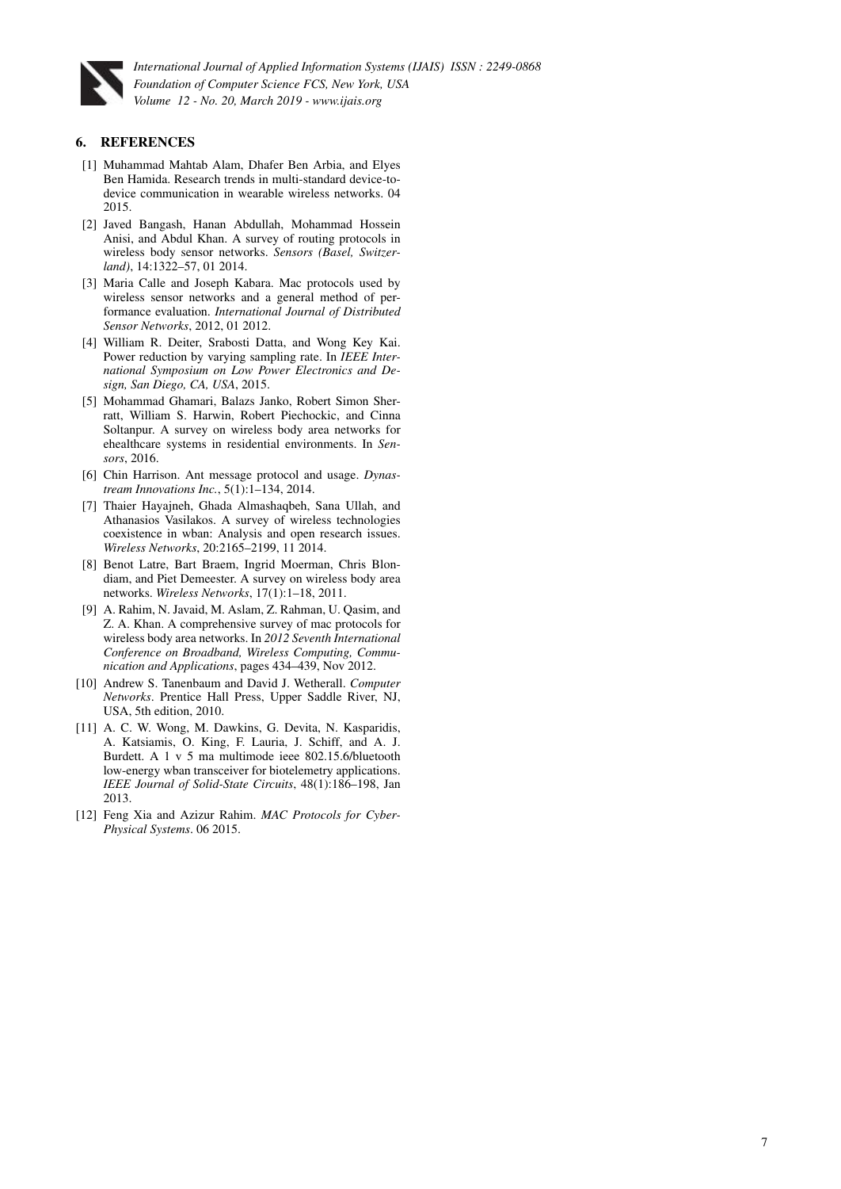## 6. REFERENCES

[1] Muhammad Mahtab Alam, Dhafer Ben Arbia, and Elyes Ben Hamida. Research trends in multi-standard device-to-device communication in wearable wireless networks. 04 2015.

[2] Javed Bangash, Hanan Abdullah, Mohammad Hossein Anisi, and Abdul Khan. A survey of routing protocols in wireless body sensor networks. *Sensors (Basel, Switzerland)*, 14:1322–57, 01 2014.

[3] Maria Calle and Joseph Kabara. Mac protocols used by wireless sensor networks and a general method of performance evaluation. *International Journal of Distributed Sensor Networks*, 2012, 01 2012.

[4] William R. Deiter, Srabosti Datta, and Wong Key Kai. Power reduction by varying sampling rate. In *IEEE International Symposium on Low Power Electronics and Design, San Diego, CA, USA*, 2015.

[5] Mohammad Ghamari, Balazs Janko, Robert Simon Sherratt, William S. Harwin, Robert Piechockic, and Cinna Soltanpur. A survey on wireless body area networks for ehealthcare systems in residential environments. In *Sensors*, 2016.

[6] Chin Harrison. Ant message protocol and usage. *Dynastream Innovations Inc.*, 5(1):1–134, 2014.

[7] Thaier Hayajneh, Ghada Almashaqbeh, Sana Ullah, and Athanasios Vasilakos. A survey of wireless technologies coexistence in wban: Analysis and open research issues. *Wireless Networks*, 20:2165–2199, 11 2014.

[8] Benot Latre, Bart Braem, Ingrid Moerman, Chris Blondiam, and Piet Demeester. A survey on wireless body area networks. *Wireless Networks*, 17(1):1–18, 2011.

[9] A. Rahim, N. Javaid, M. Aslam, Z. Rahman, U. Qasim, and Z. A. Khan. A comprehensive survey of mac protocols for wireless body area networks. In *2012 Seventh International Conference on Broadband, Wireless Computing, Communication and Applications*, pages 434–439, Nov 2012.

[10] Andrew S. Tanenbaum and David J. Wetherall. *Computer Networks*. Prentice Hall Press, Upper Saddle River, NJ, USA, 5th edition, 2010.

[11] A. C. W. Wong, M. Dawkins, G. Devita, N. Kasparidis, A. Katsiamis, O. King, F. Lauria, J. Schiff, and A. J. Burdett. A 1 v 5 ma multimode ieee 802.15.6/bluetooth low-energy wban transceiver for biotelemetry applications. *IEEE Journal of Solid-State Circuits*, 48(1):186–198, Jan 2013.

[12] Feng Xia and Azizur Rahim. *MAC Protocols for Cyber-Physical Systems*. 06 2015.